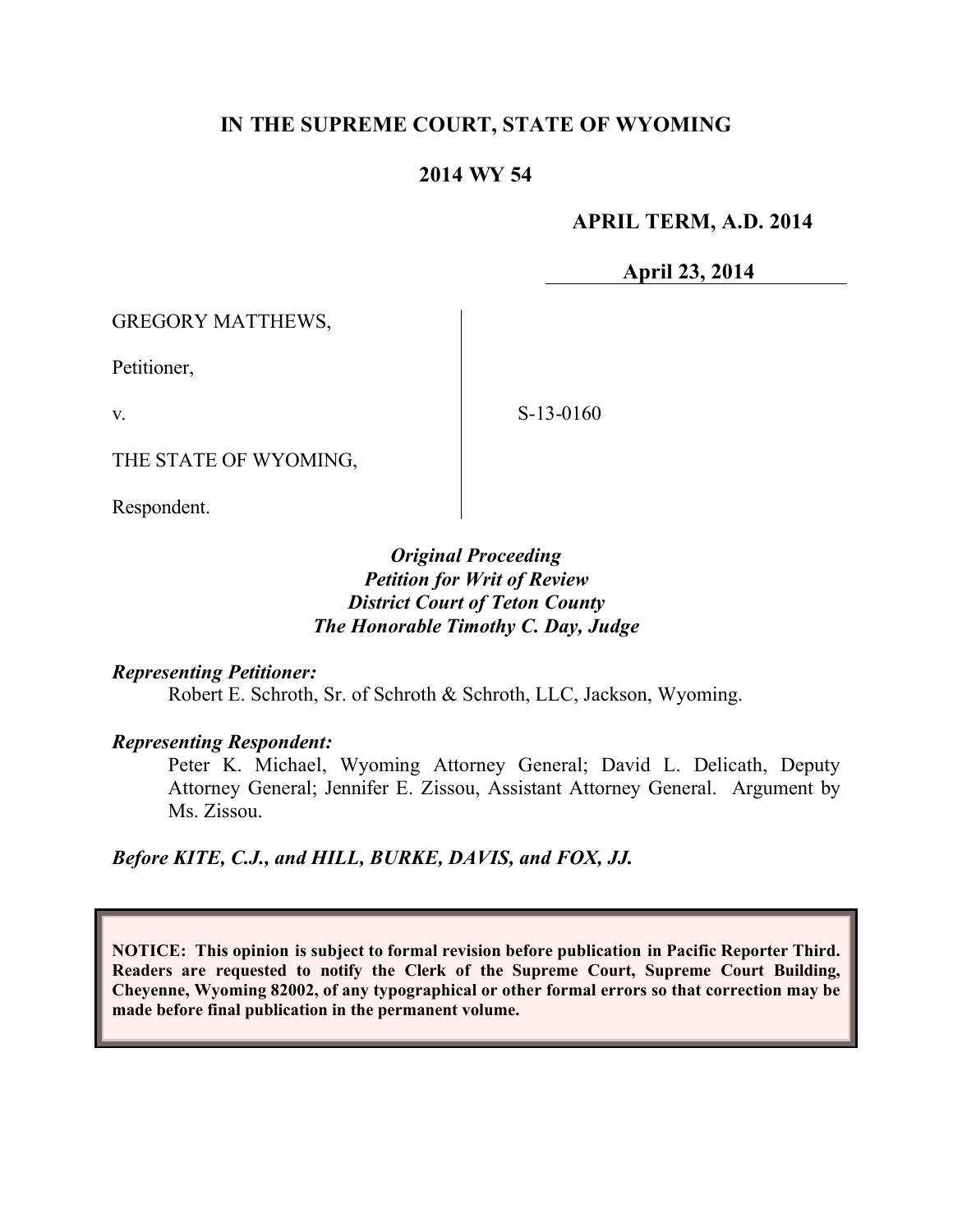**IN THE SUPREME COURT, STATE OF WYOMING**

**2014 WY 54**

**APRIL TERM, A.D. 2014**

**April 23, 2014**

GREGORY MATTHEWS,

Petitioner,

v.

THE STATE OF WYOMING,

Respondent.

S-13-0160

***Original Proceeding***
***Petition for Writ of Review***
***District Court of Teton County***
***The Honorable Timothy C. Day, Judge***

***Representing Petitioner:***

Robert E. Schroth, Sr. of Schroth & Schroth, LLC, Jackson, Wyoming.

***Representing Respondent:***

Peter K. Michael, Wyoming Attorney General; David L. Delicath, Deputy Attorney General; Jennifer E. Zissou, Assistant Attorney General. Argument by Ms. Zissou.

***Before KITE, C.J., and HILL, BURKE, DAVIS, and FOX, JJ.***

**NOTICE: This opinion is subject to formal revision before publication in Pacific Reporter Third. Readers are requested to notify the Clerk of the Supreme Court, Supreme Court Building, Cheyenne, Wyoming 82002, of any typographical or other formal errors so that correction may be made before final publication in the permanent volume.**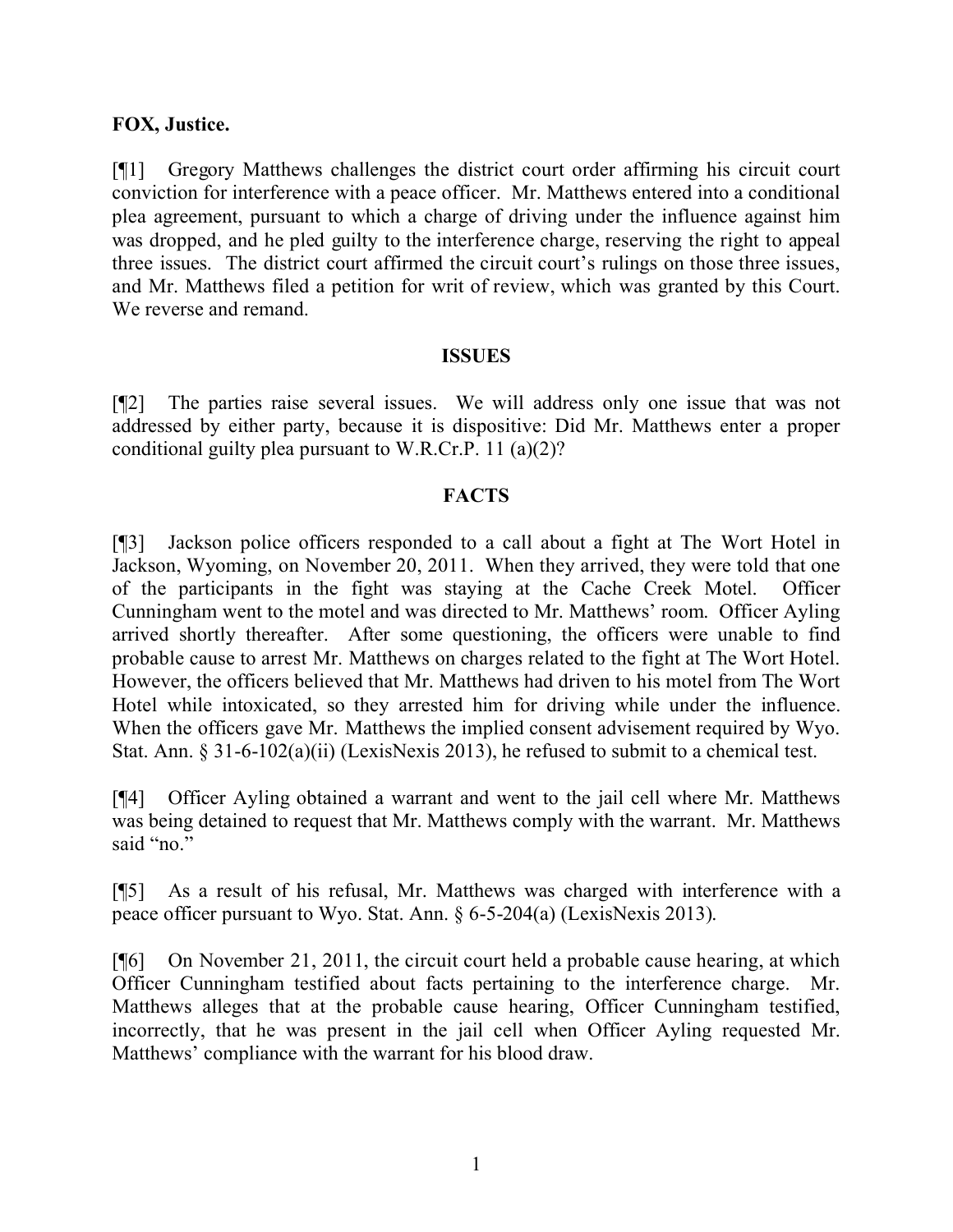**FOX, Justice.**

[¶1] Gregory Matthews challenges the district court order affirming his circuit court conviction for interference with a peace officer. Mr. Matthews entered into a conditional plea agreement, pursuant to which a charge of driving under the influence against him was dropped, and he pled guilty to the interference charge, reserving the right to appeal three issues. The district court affirmed the circuit court's rulings on those three issues, and Mr. Matthews filed a petition for writ of review, which was granted by this Court. We reverse and remand.

**ISSUES**

[¶2] The parties raise several issues. We will address only one issue that was not addressed by either party, because it is dispositive: Did Mr. Matthews enter a proper conditional guilty plea pursuant to W.R.Cr.P. 11 (a)(2)?

**FACTS**

[¶3] Jackson police officers responded to a call about a fight at The Wort Hotel in Jackson, Wyoming, on November 20, 2011. When they arrived, they were told that one of the participants in the fight was staying at the Cache Creek Motel. Officer Cunningham went to the motel and was directed to Mr. Matthews' room. Officer Ayling arrived shortly thereafter. After some questioning, the officers were unable to find probable cause to arrest Mr. Matthews on charges related to the fight at The Wort Hotel. However, the officers believed that Mr. Matthews had driven to his motel from The Wort Hotel while intoxicated, so they arrested him for driving while under the influence. When the officers gave Mr. Matthews the implied consent advisement required by Wyo. Stat. Ann. § 31-6-102(a)(ii) (LexisNexis 2013), he refused to submit to a chemical test.

[¶4] Officer Ayling obtained a warrant and went to the jail cell where Mr. Matthews was being detained to request that Mr. Matthews comply with the warrant. Mr. Matthews said "no."

[¶5] As a result of his refusal, Mr. Matthews was charged with interference with a peace officer pursuant to Wyo. Stat. Ann. § 6-5-204(a) (LexisNexis 2013).

[¶6] On November 21, 2011, the circuit court held a probable cause hearing, at which Officer Cunningham testified about facts pertaining to the interference charge. Mr. Matthews alleges that at the probable cause hearing, Officer Cunningham testified, incorrectly, that he was present in the jail cell when Officer Ayling requested Mr. Matthews' compliance with the warrant for his blood draw.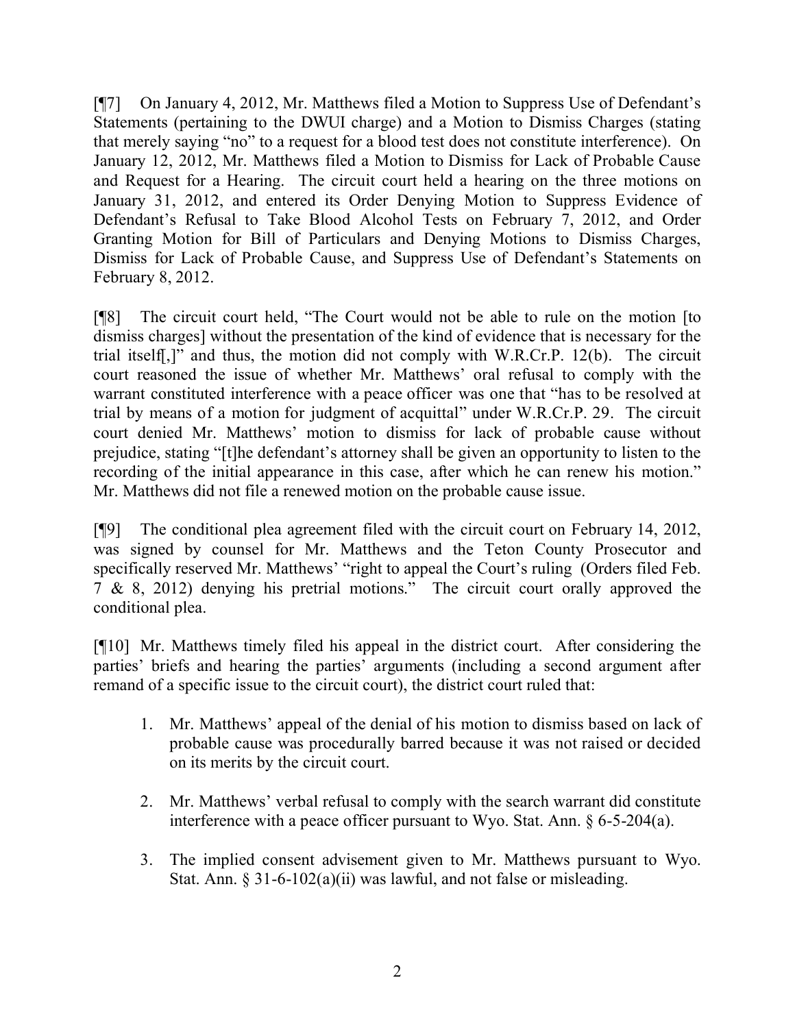[¶7] On January 4, 2012, Mr. Matthews filed a Motion to Suppress Use of Defendant's Statements (pertaining to the DWUI charge) and a Motion to Dismiss Charges (stating that merely saying "no" to a request for a blood test does not constitute interference). On January 12, 2012, Mr. Matthews filed a Motion to Dismiss for Lack of Probable Cause and Request for a Hearing. The circuit court held a hearing on the three motions on January 31, 2012, and entered its Order Denying Motion to Suppress Evidence of Defendant's Refusal to Take Blood Alcohol Tests on February 7, 2012, and Order Granting Motion for Bill of Particulars and Denying Motions to Dismiss Charges, Dismiss for Lack of Probable Cause, and Suppress Use of Defendant's Statements on February 8, 2012.

[¶8] The circuit court held, "The Court would not be able to rule on the motion [to dismiss charges] without the presentation of the kind of evidence that is necessary for the trial itself[,]" and thus, the motion did not comply with W.R.Cr.P. 12(b). The circuit court reasoned the issue of whether Mr. Matthews' oral refusal to comply with the warrant constituted interference with a peace officer was one that "has to be resolved at trial by means of a motion for judgment of acquittal" under W.R.Cr.P. 29. The circuit court denied Mr. Matthews' motion to dismiss for lack of probable cause without prejudice, stating "[t]he defendant's attorney shall be given an opportunity to listen to the recording of the initial appearance in this case, after which he can renew his motion." Mr. Matthews did not file a renewed motion on the probable cause issue.

[¶9] The conditional plea agreement filed with the circuit court on February 14, 2012, was signed by counsel for Mr. Matthews and the Teton County Prosecutor and specifically reserved Mr. Matthews' "right to appeal the Court's ruling (Orders filed Feb. 7 & 8, 2012) denying his pretrial motions." The circuit court orally approved the conditional plea.

[¶10] Mr. Matthews timely filed his appeal in the district court. After considering the parties' briefs and hearing the parties' arguments (including a second argument after remand of a specific issue to the circuit court), the district court ruled that:

1. Mr. Matthews' appeal of the denial of his motion to dismiss based on lack of probable cause was procedurally barred because it was not raised or decided on its merits by the circuit court.

2. Mr. Matthews' verbal refusal to comply with the search warrant did constitute interference with a peace officer pursuant to Wyo. Stat. Ann. § 6-5-204(a).

3. The implied consent advisement given to Mr. Matthews pursuant to Wyo. Stat. Ann. § 31-6-102(a)(ii) was lawful, and not false or misleading.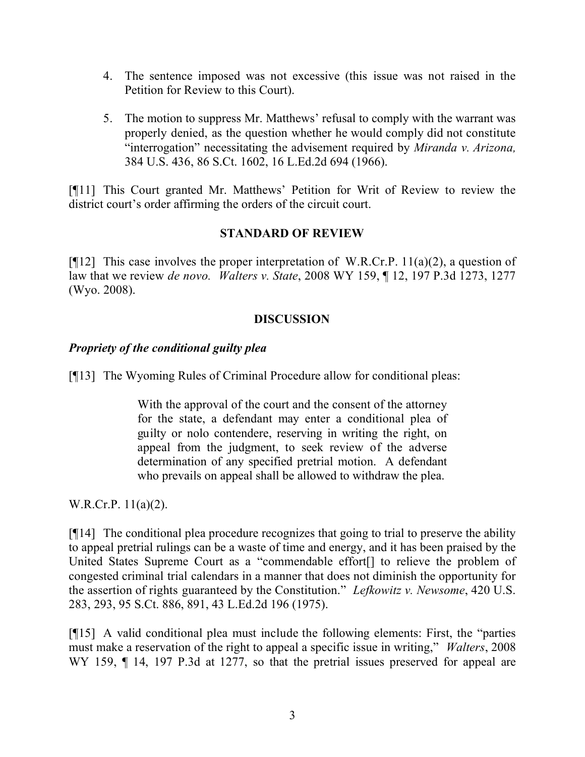4. The sentence imposed was not excessive (this issue was not raised in the Petition for Review to this Court).

5. The motion to suppress Mr. Matthews' refusal to comply with the warrant was properly denied, as the question whether he would comply did not constitute "interrogation" necessitating the advisement required by *Miranda v. Arizona,* 384 U.S. 436, 86 S.Ct. 1602, 16 L.Ed.2d 694 (1966).

[¶11] This Court granted Mr. Matthews' Petition for Writ of Review to review the district court's order affirming the orders of the circuit court.

## STANDARD OF REVIEW

[¶12] This case involves the proper interpretation of W.R.Cr.P. 11(a)(2), a question of law that we review *de novo. Walters v. State*, 2008 WY 159, ¶ 12, 197 P.3d 1273, 1277 (Wyo. 2008).

## DISCUSSION

### *Propriety of the conditional guilty plea*

[¶13] The Wyoming Rules of Criminal Procedure allow for conditional pleas:

> With the approval of the court and the consent of the attorney for the state, a defendant may enter a conditional plea of guilty or nolo contendere, reserving in writing the right, on appeal from the judgment, to seek review of the adverse determination of any specified pretrial motion. A defendant who prevails on appeal shall be allowed to withdraw the plea.

W.R.Cr.P. 11(a)(2).

[¶14] The conditional plea procedure recognizes that going to trial to preserve the ability to appeal pretrial rulings can be a waste of time and energy, and it has been praised by the United States Supreme Court as a "commendable effort[] to relieve the problem of congested criminal trial calendars in a manner that does not diminish the opportunity for the assertion of rights guaranteed by the Constitution." *Lefkowitz v. Newsome*, 420 U.S. 283, 293, 95 S.Ct. 886, 891, 43 L.Ed.2d 196 (1975).

[¶15] A valid conditional plea must include the following elements: First, the "parties must make a reservation of the right to appeal a specific issue in writing," *Walters*, 2008 WY 159, ¶ 14, 197 P.3d at 1277, so that the pretrial issues preserved for appeal are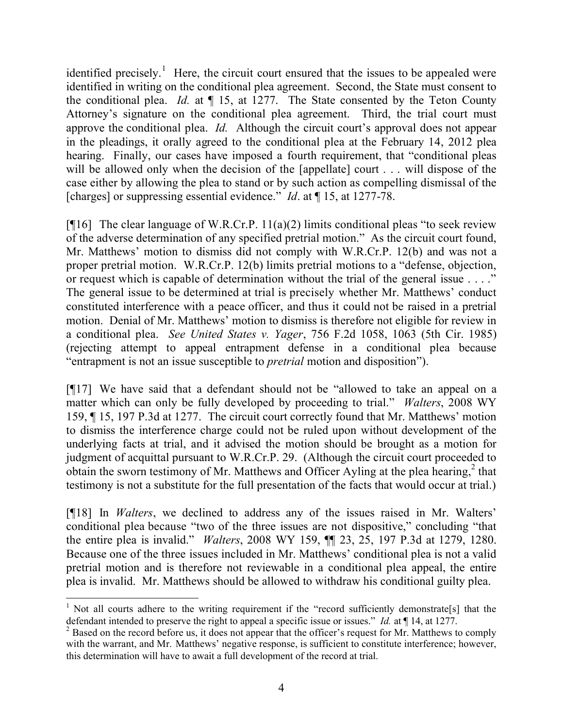identified precisely.[1] Here, the circuit court ensured that the issues to be appealed were identified in writing on the conditional plea agreement. Second, the State must consent to the conditional plea. *Id.* at ¶ 15, at 1277. The State consented by the Teton County Attorney's signature on the conditional plea agreement. Third, the trial court must approve the conditional plea. *Id.* Although the circuit court's approval does not appear in the pleadings, it orally agreed to the conditional plea at the February 14, 2012 plea hearing. Finally, our cases have imposed a fourth requirement, that "conditional pleas will be allowed only when the decision of the [appellate] court . . . will dispose of the case either by allowing the plea to stand or by such action as compelling dismissal of the [charges] or suppressing essential evidence." *Id*. at ¶ 15, at 1277-78.

[¶16] The clear language of W.R.Cr.P. 11(a)(2) limits conditional pleas "to seek review of the adverse determination of any specified pretrial motion." As the circuit court found, Mr. Matthews' motion to dismiss did not comply with W.R.Cr.P. 12(b) and was not a proper pretrial motion. W.R.Cr.P. 12(b) limits pretrial motions to a "defense, objection, or request which is capable of determination without the trial of the general issue . . . ." The general issue to be determined at trial is precisely whether Mr. Matthews' conduct constituted interference with a peace officer, and thus it could not be raised in a pretrial motion. Denial of Mr. Matthews' motion to dismiss is therefore not eligible for review in a conditional plea. *See United States v. Yager*, 756 F.2d 1058, 1063 (5th Cir. 1985) (rejecting attempt to appeal entrapment defense in a conditional plea because "entrapment is not an issue susceptible to *pretrial* motion and disposition").

[¶17] We have said that a defendant should not be "allowed to take an appeal on a matter which can only be fully developed by proceeding to trial." *Walters*, 2008 WY 159, ¶ 15, 197 P.3d at 1277. The circuit court correctly found that Mr. Matthews' motion to dismiss the interference charge could not be ruled upon without development of the underlying facts at trial, and it advised the motion should be brought as a motion for judgment of acquittal pursuant to W.R.Cr.P. 29. (Although the circuit court proceeded to obtain the sworn testimony of Mr. Matthews and Officer Ayling at the plea hearing,[2] that testimony is not a substitute for the full presentation of the facts that would occur at trial.)

[¶18] In *Walters*, we declined to address any of the issues raised in Mr. Walters' conditional plea because "two of the three issues are not dispositive," concluding "that the entire plea is invalid." *Walters*, 2008 WY 159, ¶¶ 23, 25, 197 P.3d at 1279, 1280. Because one of the three issues included in Mr. Matthews' conditional plea is not a valid pretrial motion and is therefore not reviewable in a conditional plea appeal, the entire plea is invalid. Mr. Matthews should be allowed to withdraw his conditional guilty plea.

---

[1] Not all courts adhere to the writing requirement if the "record sufficiently demonstrate[s] that the defendant intended to preserve the right to appeal a specific issue or issues." *Id.* at ¶ 14, at 1277.

[2] Based on the record before us, it does not appear that the officer's request for Mr. Matthews to comply with the warrant, and Mr. Matthews' negative response, is sufficient to constitute interference; however, this determination will have to await a full development of the record at trial.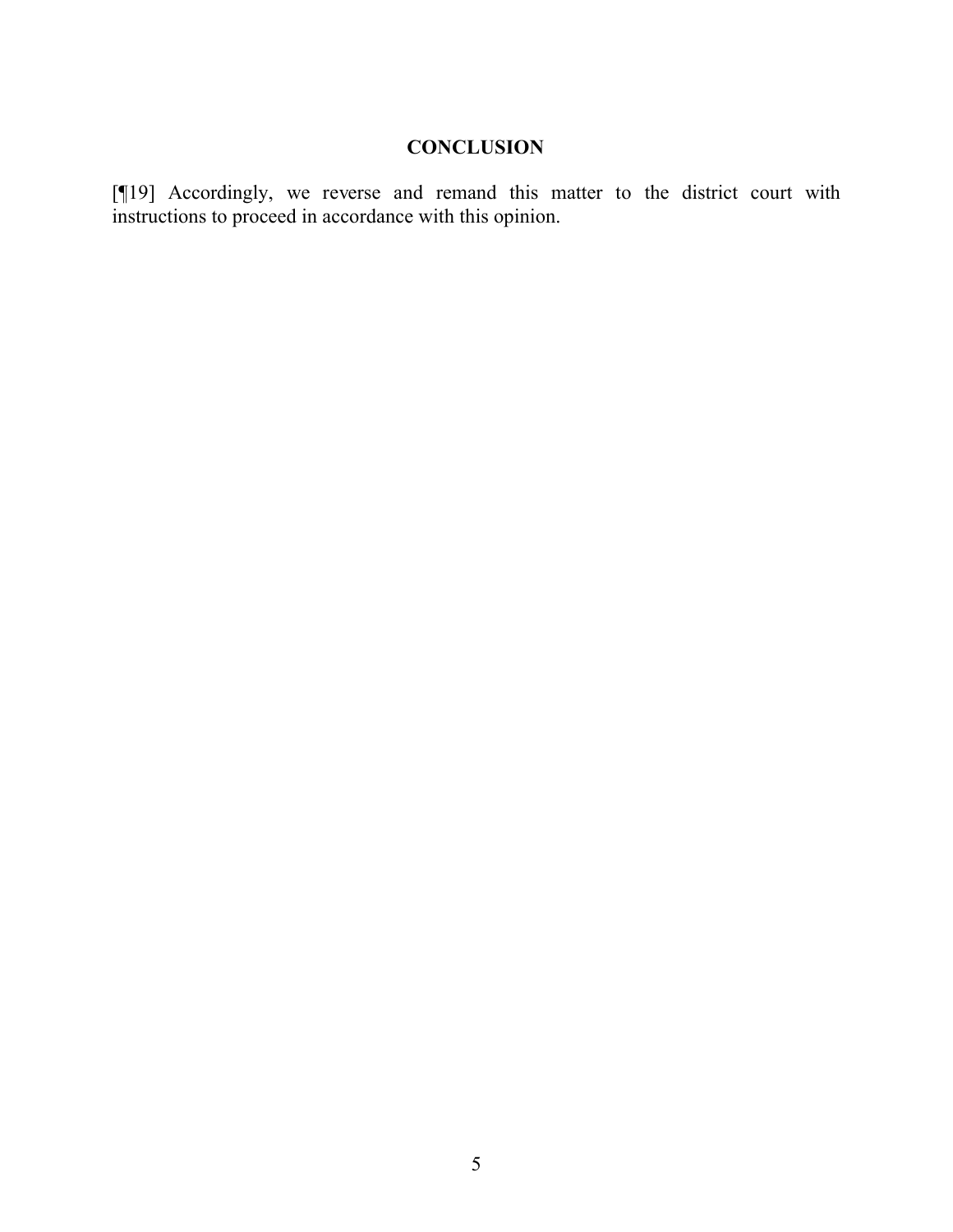## CONCLUSION

[¶19] Accordingly, we reverse and remand this matter to the district court with instructions to proceed in accordance with this opinion.